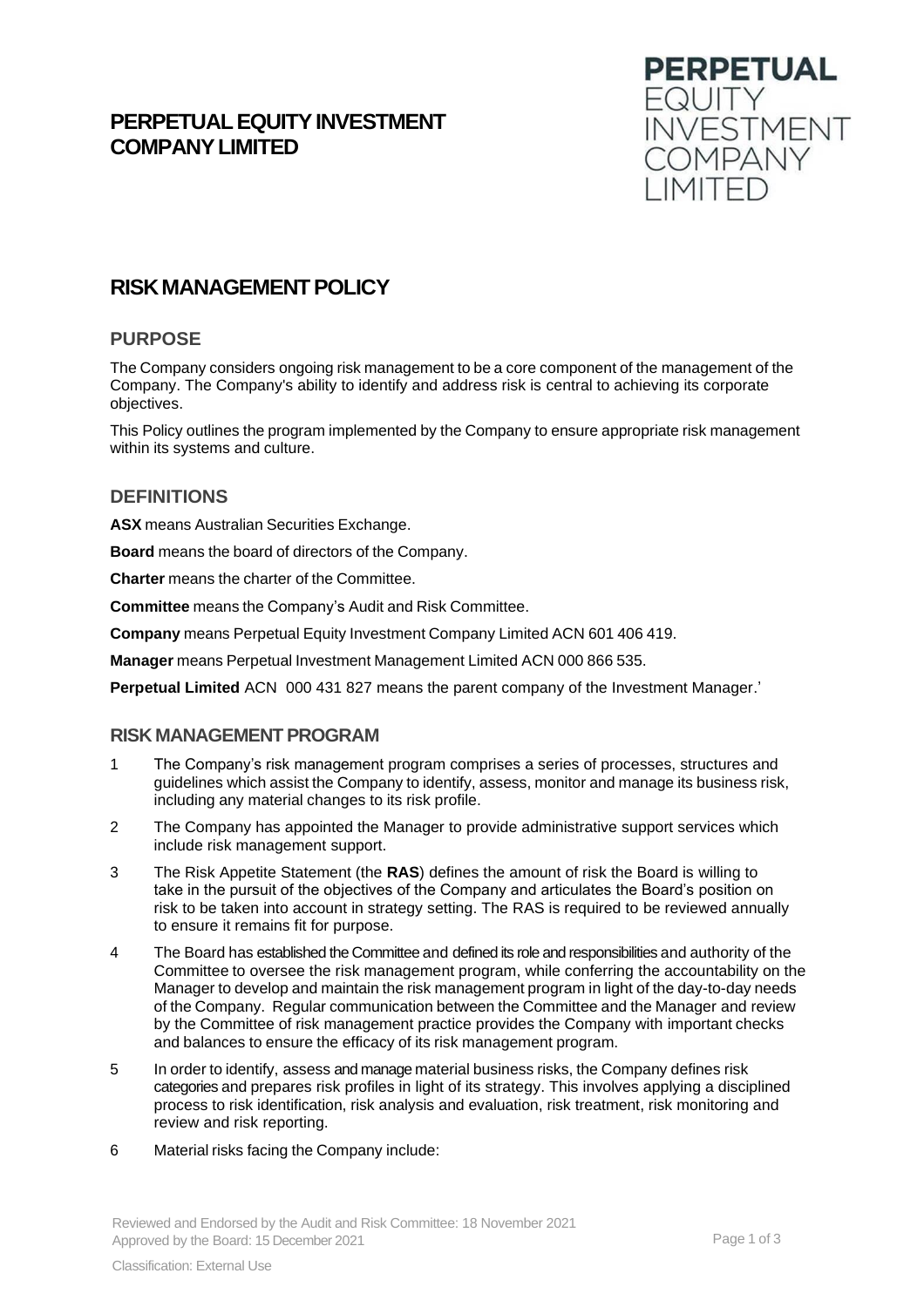# PERPETUAL EQUITY INVESTMENT COMPANY LIMITED

## RISK MANAGEMENT POLICY

### PURPOSE

The Company considers ongoing risk management to be a core component of the management of the Company. The Company's ability to identify and address risk is central to achieving its corporate objectives.

This Policy outlines the program implemented by the Company to ensure appropriate risk management within its systems and culture.

### DEFINITIONS

**ASX** means Australian Securities Exchange.

**Board** means the board of directors of the Company.

**Charter** means the charter of the Committee.

**Committee** means the Company's Audit and Risk Committee.

**Company** means Perpetual Equity Investment Company Limited ACN 601 406 419.

**Manager** means Perpetual Investment Management Limited ACN 000 866 535.

**Perpetual Limited** ACN 000 431 827 means the parent company of the Investment Manager.'

### RISK MANAGEMENT PROGRAM

1 The Company's risk management program comprises a series of processes, structures and guidelines which assist the Company to identify, assess, monitor and manage its business risk, including any material changes to its risk profile.

2 The Company has appointed the Manager to provide administrative support services which include risk management support.

3 The Risk Appetite Statement (the **RAS**) defines the amount of risk the Board is willing to take in the pursuit of the objectives of the Company and articulates the Board's position on risk to be taken into account in strategy setting. The RAS is required to be reviewed annually to ensure it remains fit for purpose.

4 The Board has established the Committee and defined its role and responsibilities and authority of the Committee to oversee the risk management program, while conferring the accountability on the Manager to develop and maintain the risk management program in light of the day-to-day needs of the Company. Regular communication between the Committee and the Manager and review by the Committee of risk management practice provides the Company with important checks and balances to ensure the efficacy of its risk management program.

5 In order to identify, assess and manage material business risks, the Company defines risk categories and prepares risk profiles in light of its strategy. This involves applying a disciplined process to risk identification, risk analysis and evaluation, risk treatment, risk monitoring and review and risk reporting.

6 Material risks facing the Company include:

Reviewed and Endorsed by the Audit and Risk Committee: 18 November 2021
Approved by the Board: 15 December 2021

Classification: External Use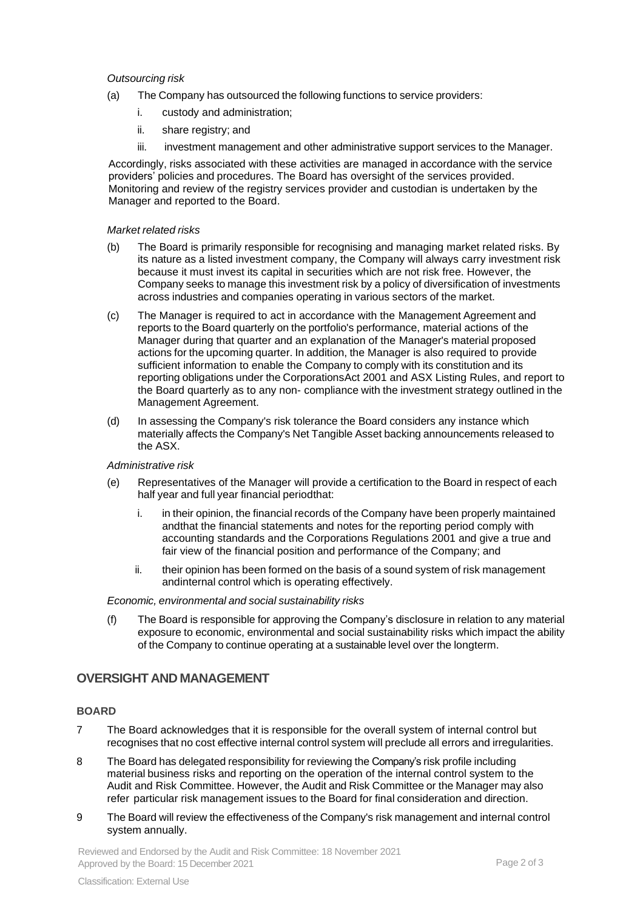*Outsourcing risk*

(a) The Company has outsourced the following functions to service providers:

   i. custody and administration;

   ii. share registry; and

   iii. investment management and other administrative support services to the Manager.

Accordingly, risks associated with these activities are managed in accordance with the service providers' policies and procedures. The Board has oversight of the services provided. Monitoring and review of the registry services provider and custodian is undertaken by the Manager and reported to the Board.

*Market related risks*

(b) The Board is primarily responsible for recognising and managing market related risks. By its nature as a listed investment company, the Company will always carry investment risk because it must invest its capital in securities which are not risk free. However, the Company seeks to manage this investment risk by a policy of diversification of investments across industries and companies operating in various sectors of the market.

(c) The Manager is required to act in accordance with the Management Agreement and reports to the Board quarterly on the portfolio's performance, material actions of the Manager during that quarter and an explanation of the Manager's material proposed actions for the upcoming quarter. In addition, the Manager is also required to provide sufficient information to enable the Company to comply with its constitution and its reporting obligations under the CorporationsAct 2001 and ASX Listing Rules, and report to the Board quarterly as to any non- compliance with the investment strategy outlined in the Management Agreement.

(d) In assessing the Company's risk tolerance the Board considers any instance which materially affects the Company's Net Tangible Asset backing announcements released to the ASX.

*Administrative risk*

(e) Representatives of the Manager will provide a certification to the Board in respect of each half year and full year financial periodthat:

   i. in their opinion, the financial records of the Company have been properly maintained andthat the financial statements and notes for the reporting period comply with accounting standards and the Corporations Regulations 2001 and give a true and fair view of the financial position and performance of the Company; and

   ii. their opinion has been formed on the basis of a sound system of risk management andinternal control which is operating effectively.

*Economic, environmental and social sustainability risks*

(f) The Board is responsible for approving the Company's disclosure in relation to any material exposure to economic, environmental and social sustainability risks which impact the ability of the Company to continue operating at a sustainable level over the longterm.

## OVERSIGHT AND MANAGEMENT

### BOARD

7 The Board acknowledges that it is responsible for the overall system of internal control but recognises that no cost effective internal control system will preclude all errors and irregularities.

8 The Board has delegated responsibility for reviewing the Company's risk profile including material business risks and reporting on the operation of the internal control system to the Audit and Risk Committee. However, the Audit and Risk Committee or the Manager may also refer particular risk management issues to the Board for final consideration and direction.

9 The Board will review the effectiveness of the Company's risk management and internal control system annually.

Reviewed and Endorsed by the Audit and Risk Committee: 18 November 2021
Approved by the Board: 15 December 2021

Classification: External Use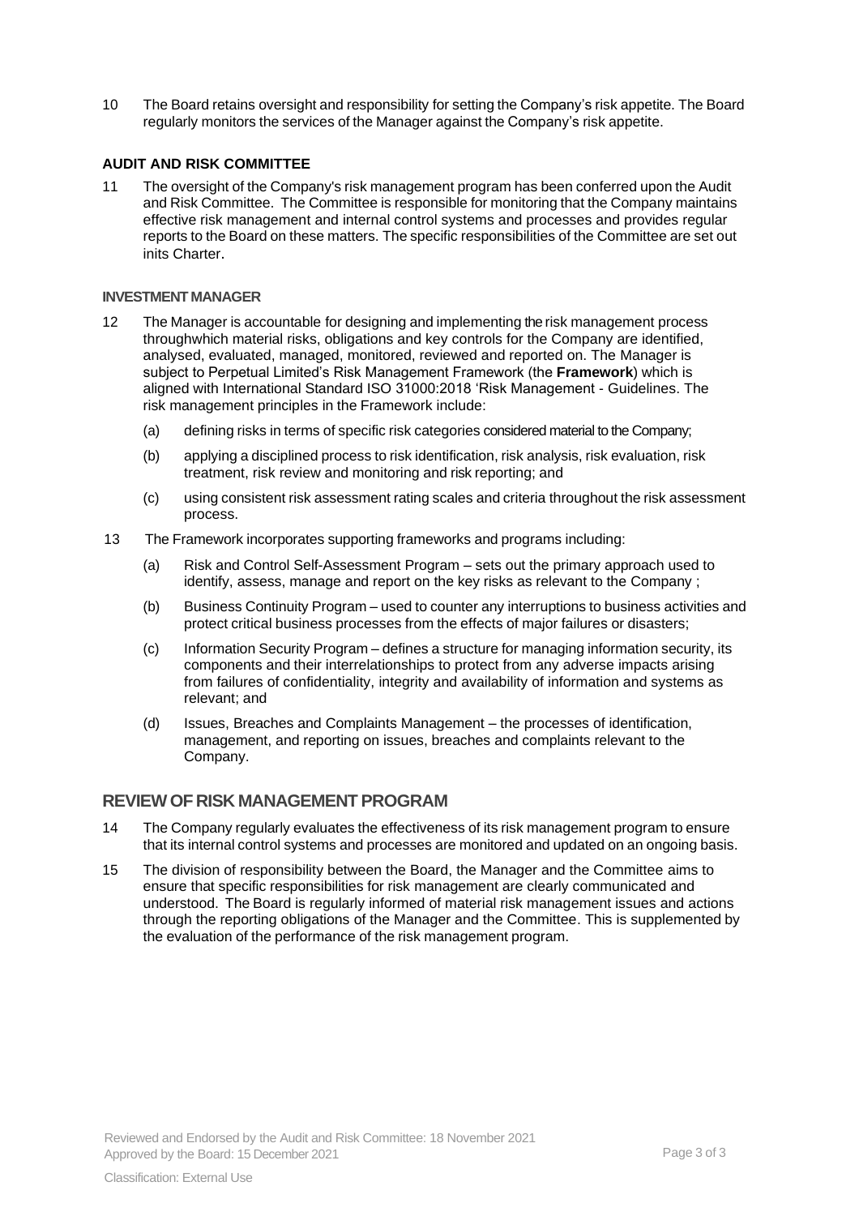10 The Board retains oversight and responsibility for setting the Company's risk appetite. The Board regularly monitors the services of the Manager against the Company's risk appetite.

### AUDIT AND RISK COMMITTEE

11 The oversight of the Company's risk management program has been conferred upon the Audit and Risk Committee. The Committee is responsible for monitoring that the Company maintains effective risk management and internal control systems and processes and provides regular reports to the Board on these matters. The specific responsibilities of the Committee are set out inits Charter.

### INVESTMENT MANAGER

12 The Manager is accountable for designing and implementing the risk management process throughwhich material risks, obligations and key controls for the Company are identified, analysed, evaluated, managed, monitored, reviewed and reported on. The Manager is subject to Perpetual Limited's Risk Management Framework (the **Framework**) which is aligned with International Standard ISO 31000:2018 'Risk Management - Guidelines. The risk management principles in the Framework include:

(a) defining risks in terms of specific risk categories considered material to the Company;

(b) applying a disciplined process to risk identification, risk analysis, risk evaluation, risk treatment, risk review and monitoring and risk reporting; and

(c) using consistent risk assessment rating scales and criteria throughout the risk assessment process.

13 The Framework incorporates supporting frameworks and programs including:

(a) Risk and Control Self-Assessment Program – sets out the primary approach used to identify, assess, manage and report on the key risks as relevant to the Company ;

(b) Business Continuity Program – used to counter any interruptions to business activities and protect critical business processes from the effects of major failures or disasters;

(c) Information Security Program – defines a structure for managing information security, its components and their interrelationships to protect from any adverse impacts arising from failures of confidentiality, integrity and availability of information and systems as relevant; and

(d) Issues, Breaches and Complaints Management – the processes of identification, management, and reporting on issues, breaches and complaints relevant to the Company.

## REVIEW OF RISK MANAGEMENT PROGRAM

14 The Company regularly evaluates the effectiveness of its risk management program to ensure that its internal control systems and processes are monitored and updated on an ongoing basis.

15 The division of responsibility between the Board, the Manager and the Committee aims to ensure that specific responsibilities for risk management are clearly communicated and understood. The Board is regularly informed of material risk management issues and actions through the reporting obligations of the Manager and the Committee. This is supplemented by the evaluation of the performance of the risk management program.

Reviewed and Endorsed by the Audit and Risk Committee: 18 November 2021
Approved by the Board: 15 December 2021

Classification: External Use